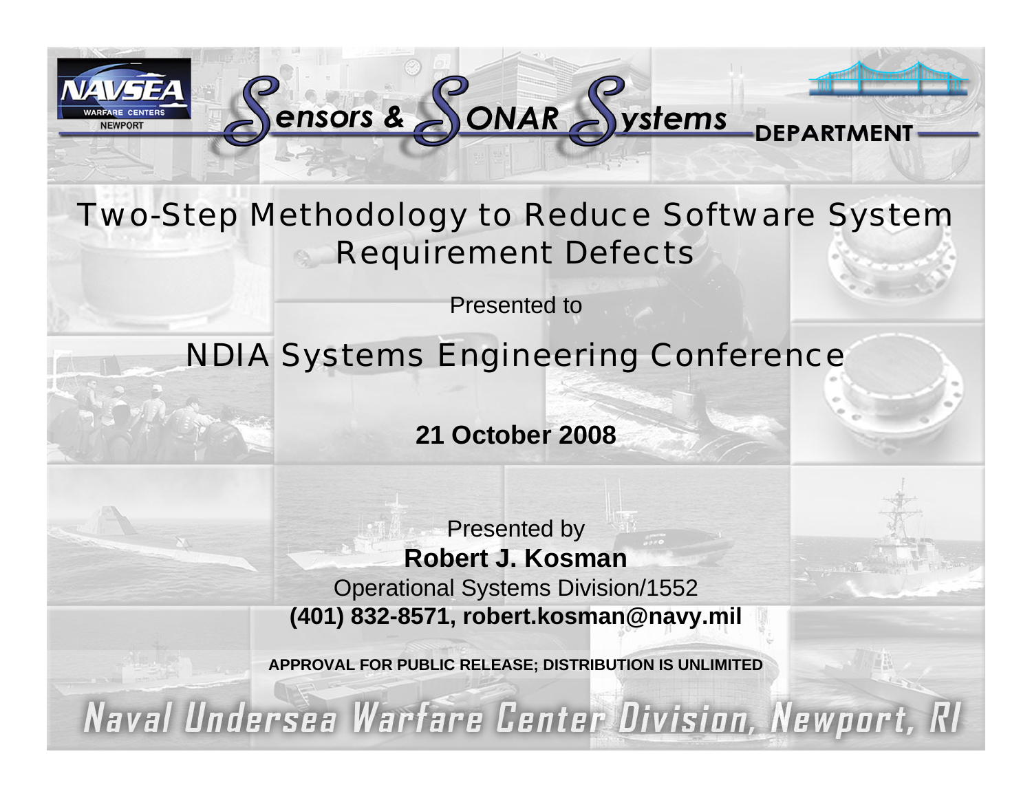NAVSEA WARFARE CENTERS NEWPORT

Sensors & SONAR Systems DEPARTMENT

# Two-Step Methodology to Reduce Software System Requirement Defects

Presented to

## NDIA Systems Engineering Conference

**21 October 2008**

Presented by

**Robert J. Kosman**

Operational Systems Division/1552

**(401) 832-8571, robert.kosman@navy.mil**

**APPROVAL FOR PUBLIC RELEASE; DISTRIBUTION IS UNLIMITED**

*Naval Undersea Warfare Center Division, Newport, RI*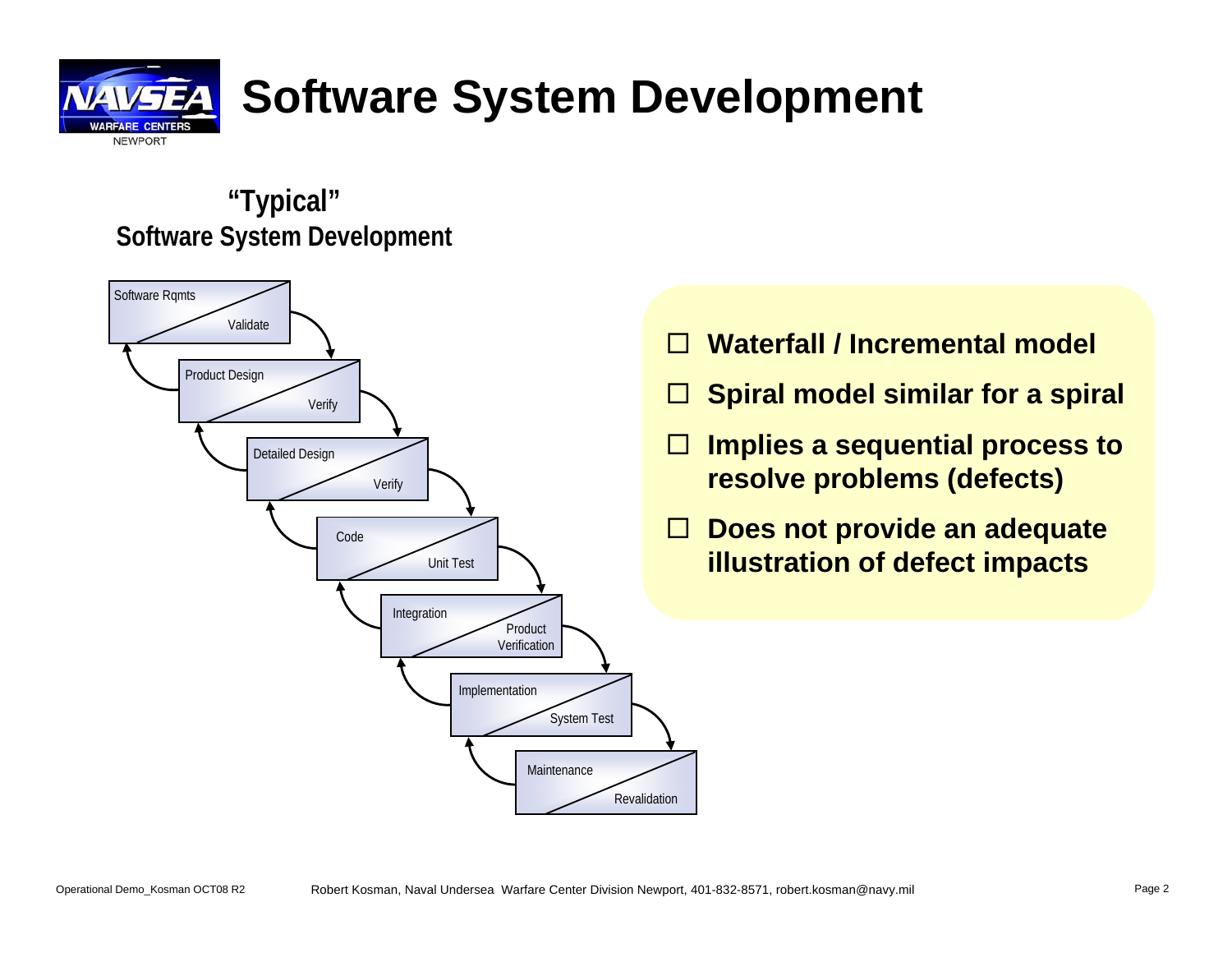# Software System Development

**"Typical"**
**Software System Development**

Software Rqmts — Validate

Product Design — Verify

Detailed Design — Verify

Code — Unit Test

Integration — Product Verification

Implementation — System Test

Maintenance — Revalidation

- **Waterfall / Incremental model**
- **Spiral model similar for a spiral**
- **Implies a sequential process to resolve problems (defects)**
- **Does not provide an adequate illustration of defect impacts**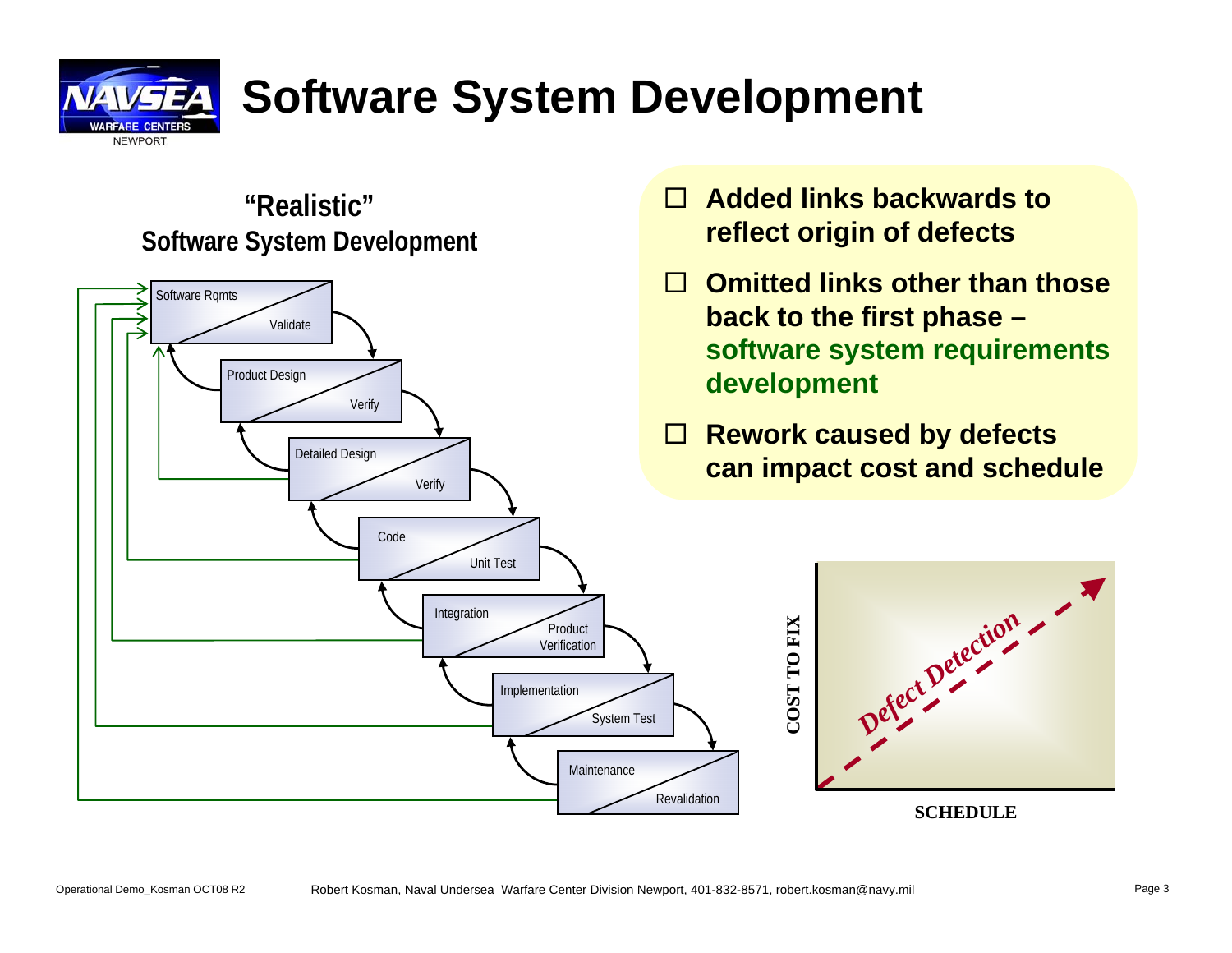# Software System Development

## "Realistic" Software System Development

Software Rqmts — Validate

Product Design — Verify

Detailed Design — Verify

Code — Unit Test

Integration — Product Verification

Implementation — System Test

Maintenance — Revalidation

- **Added links backwards to reflect origin of defects**
- **Omitted links other than those back to the first phase – software system requirements development**
- **Rework caused by defects can impact cost and schedule**

COST TO FIX

*Defect Detection*

SCHEDULE

Operational Demo_Kosman OCT08 R2 — Robert Kosman, Naval Undersea Warfare Center Division Newport, 401-832-8571, robert.kosman@navy.mil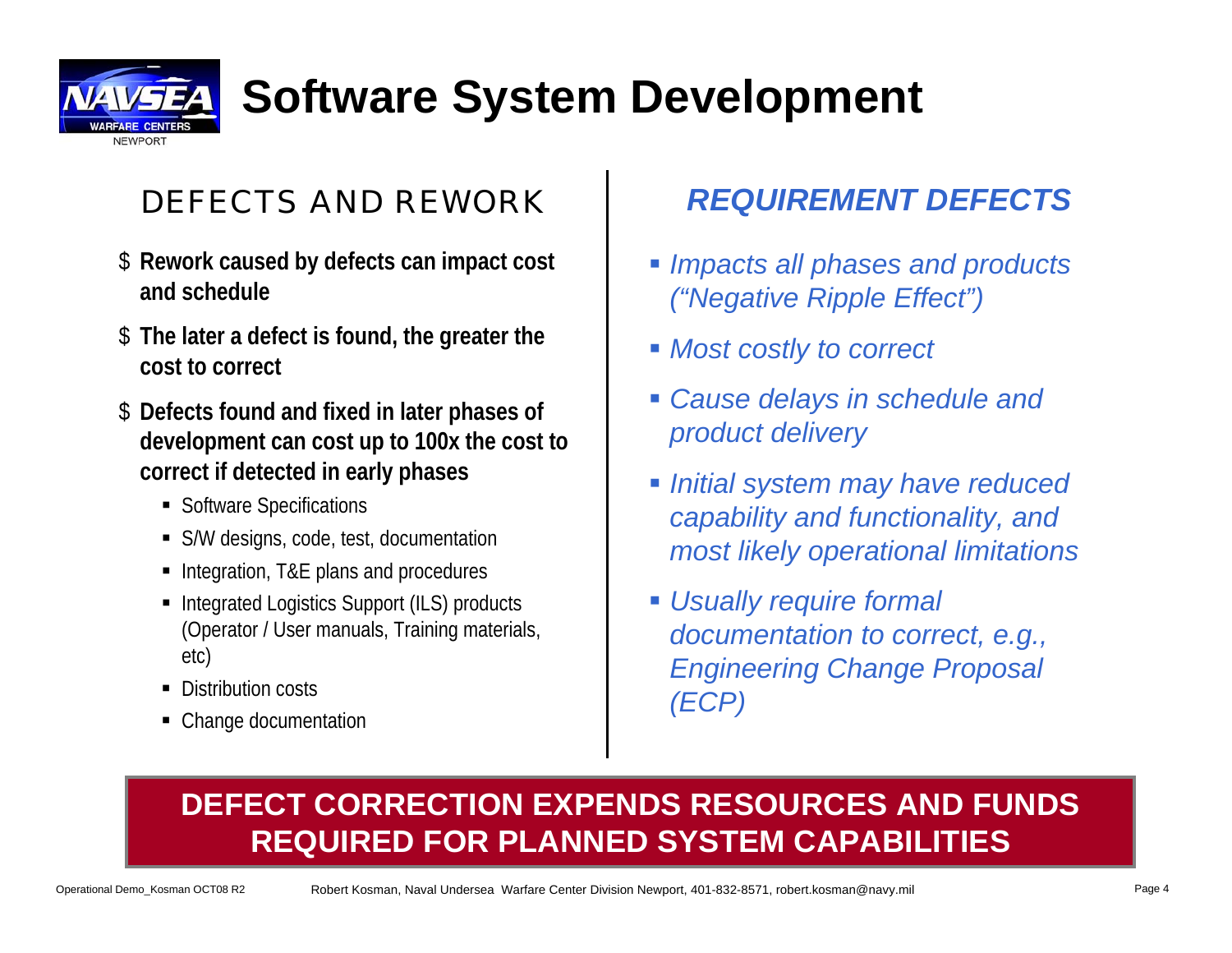# Software System Development

## DEFECTS AND REWORK

- **Rework caused by defects can impact cost and schedule**
- **The later a defect is found, the greater the cost to correct**
- **Defects found and fixed in later phases of development can cost up to 100x the cost to correct if detected in early phases**
  - Software Specifications
  - S/W designs, code, test, documentation
  - Integration, T&E plans and procedures
  - Integrated Logistics Support (ILS) products (Operator / User manuals, Training materials, etc)
  - Distribution costs
  - Change documentation

## *REQUIREMENT DEFECTS*

- *Impacts all phases and products ("Negative Ripple Effect")*
- *Most costly to correct*
- *Cause delays in schedule and product delivery*
- *Initial system may have reduced capability and functionality, and most likely operational limitations*
- *Usually require formal documentation to correct, e.g., Engineering Change Proposal (ECP)*

**DEFECT CORRECTION EXPENDS RESOURCES AND FUNDS REQUIRED FOR PLANNED SYSTEM CAPABILITIES**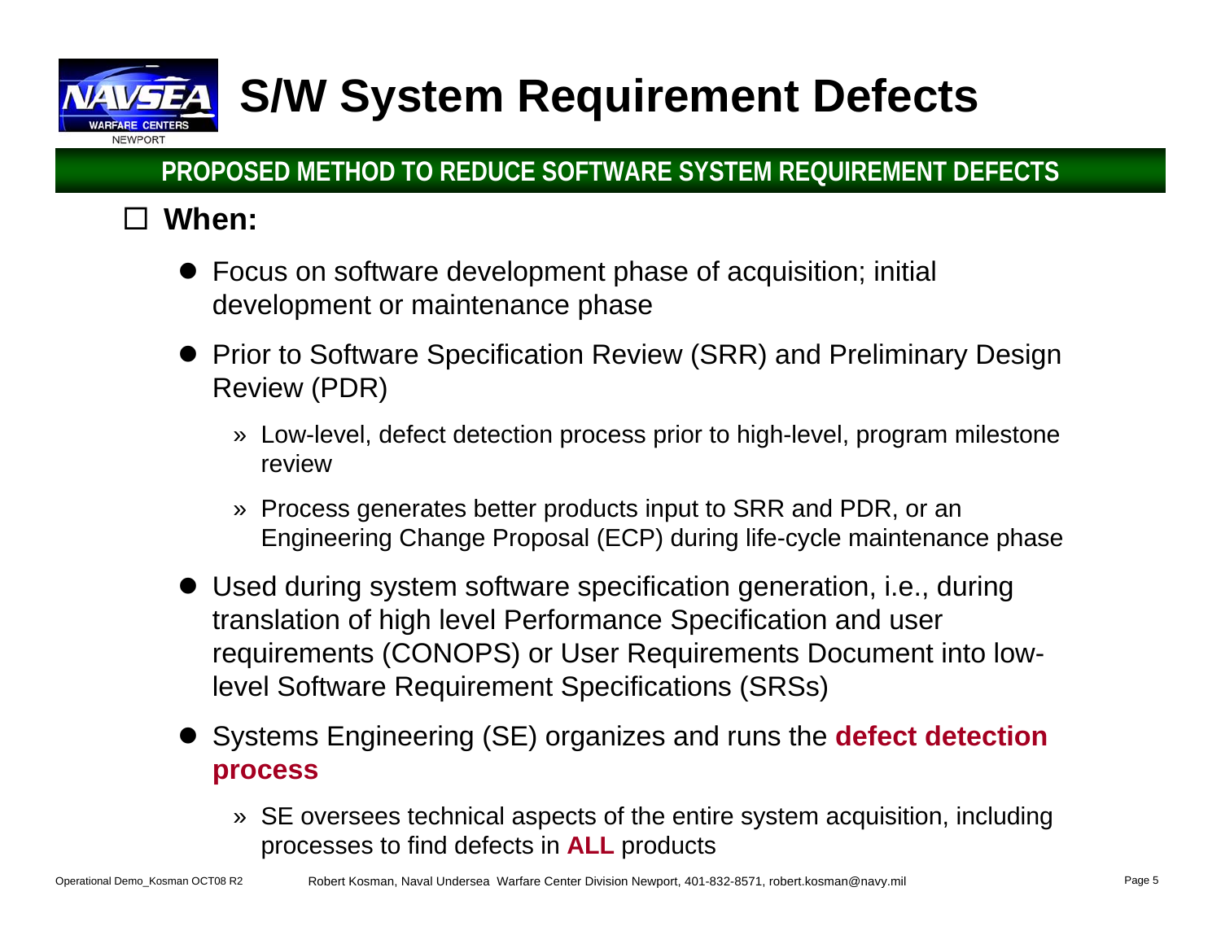# S/W System Requirement Defects

## PROPOSED METHOD TO REDUCE SOFTWARE SYSTEM REQUIREMENT DEFECTS

- **When:**
  - Focus on software development phase of acquisition; initial development or maintenance phase
  - Prior to Software Specification Review (SRR) and Preliminary Design Review (PDR)
    - » Low-level, defect detection process prior to high-level, program milestone review
    - » Process generates better products input to SRR and PDR, or an Engineering Change Proposal (ECP) during life-cycle maintenance phase
  - Used during system software specification generation, i.e., during translation of high level Performance Specification and user requirements (CONOPS) or User Requirements Document into low-level Software Requirement Specifications (SRSs)
  - Systems Engineering (SE) organizes and runs the **defect detection process**
    - » SE oversees technical aspects of the entire system acquisition, including processes to find defects in **ALL** products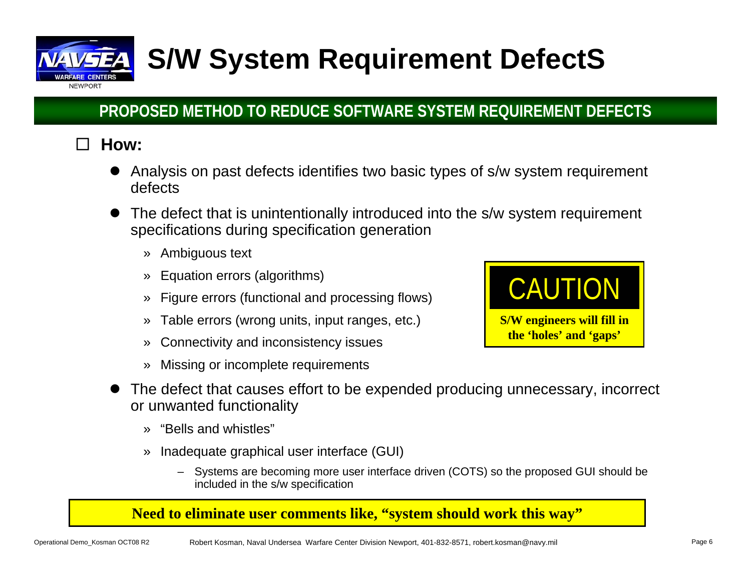# S/W System Requirement DefectS

## PROPOSED METHOD TO REDUCE SOFTWARE SYSTEM REQUIREMENT DEFECTS

- **How:**
  - Analysis on past defects identifies two basic types of s/w system requirement defects
  - The defect that is unintentionally introduced into the s/w system requirement specifications during specification generation
    - » Ambiguous text
    - » Equation errors (algorithms)
    - » Figure errors (functional and processing flows)
    - » Table errors (wrong units, input ranges, etc.)
    - » Connectivity and inconsistency issues
    - » Missing or incomplete requirements
  - The defect that causes effort to be expended producing unnecessary, incorrect or unwanted functionality
    - » "Bells and whistles"
    - » Inadequate graphical user interface (GUI)
      - – Systems are becoming more user interface driven (COTS) so the proposed GUI should be included in the s/w specification

**CAUTION**

**S/W engineers will fill in the 'holes' and 'gaps'**

**Need to eliminate user comments like, "system should work this way"**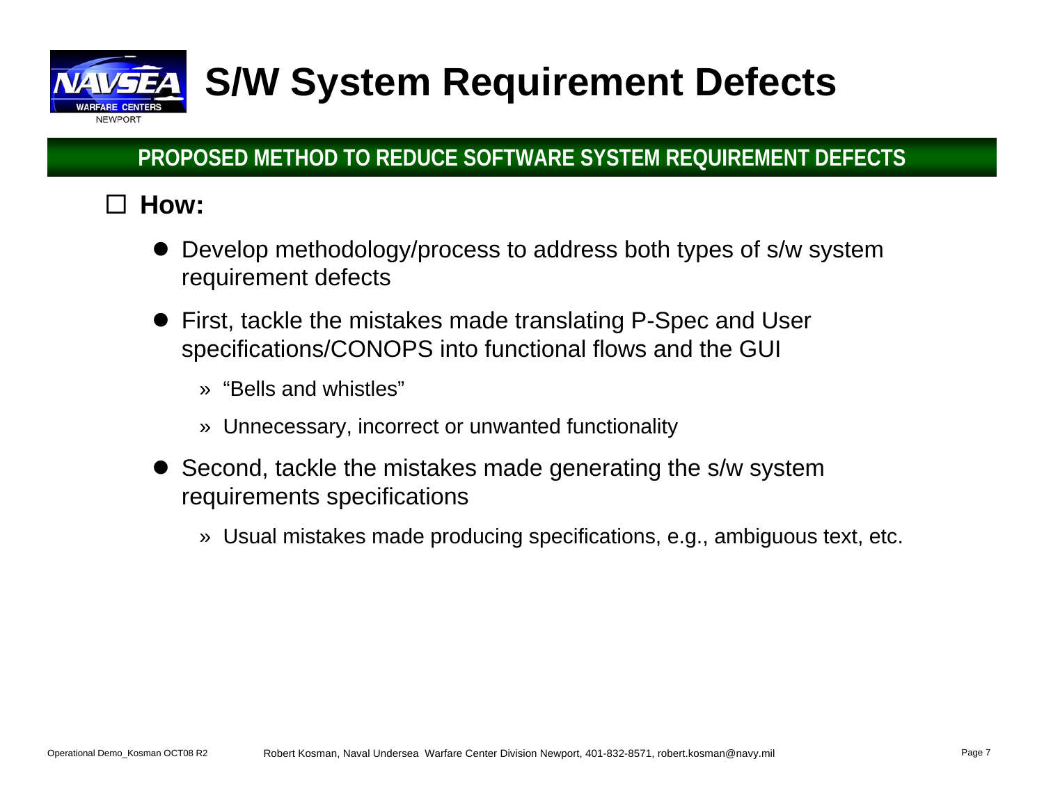# S/W System Requirement Defects

## PROPOSED METHOD TO REDUCE SOFTWARE SYSTEM REQUIREMENT DEFECTS

- **How:**
  - Develop methodology/process to address both types of s/w system requirement defects
  - First, tackle the mistakes made translating P-Spec and User specifications/CONOPS into functional flows and the GUI
    - “Bells and whistles”
    - Unnecessary, incorrect or unwanted functionality
  - Second, tackle the mistakes made generating the s/w system requirements specifications
    - Usual mistakes made producing specifications, e.g., ambiguous text, etc.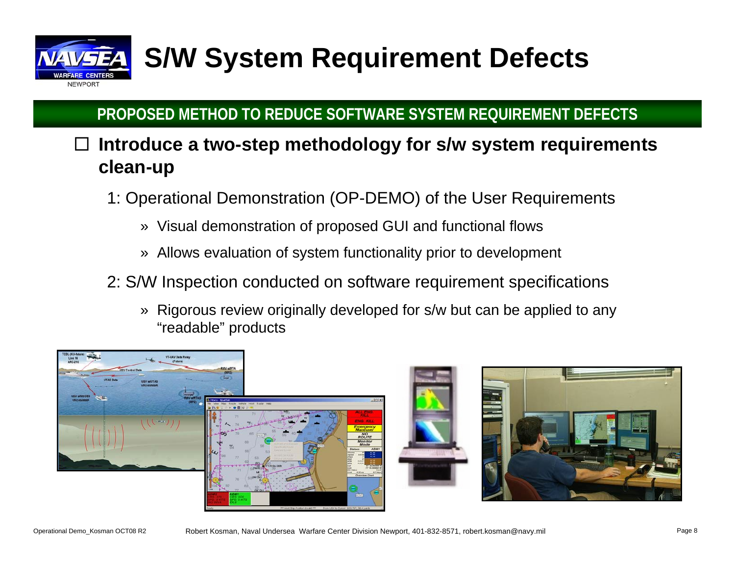# S/W System Requirement Defects

## PROPOSED METHOD TO REDUCE SOFTWARE SYSTEM REQUIREMENT DEFECTS

- **Introduce a two-step methodology for s/w system requirements clean-up**
  - 1: Operational Demonstration (OP-DEMO) of the User Requirements
    - » Visual demonstration of proposed GUI and functional flows
    - » Allows evaluation of system functionality prior to development
  - 2: S/W Inspection conducted on software requirement specifications
    - » Rigorous review originally developed for s/w but can be applied to any "readable" products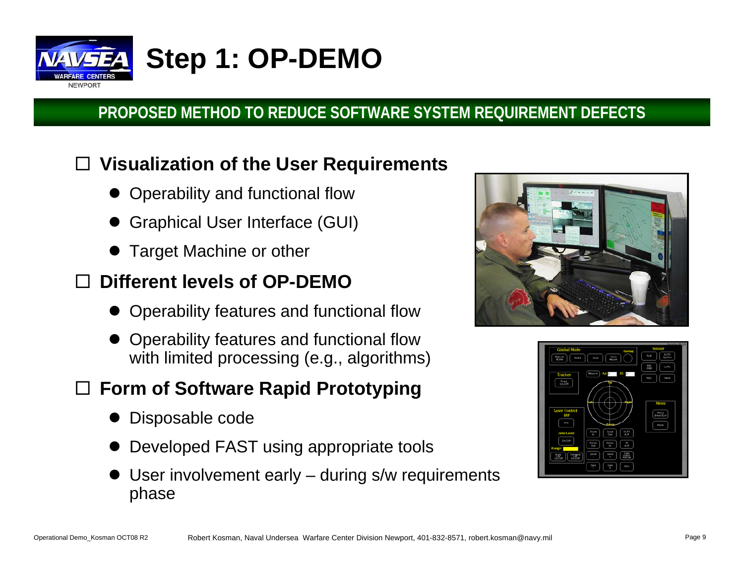# Step 1: OP-DEMO

## PROPOSED METHOD TO REDUCE SOFTWARE SYSTEM REQUIREMENT DEFECTS

- **Visualization of the User Requirements**
  - Operability and functional flow
  - Graphical User Interface (GUI)
  - Target Machine or other
- **Different levels of OP-DEMO**
  - Operability features and functional flow
  - Operability features and functional flow with limited processing (e.g., algorithms)
- **Form of Software Rapid Prototyping**
  - Disposable code
  - Developed FAST using appropriate tools
  - User involvement early – during s/w requirements phase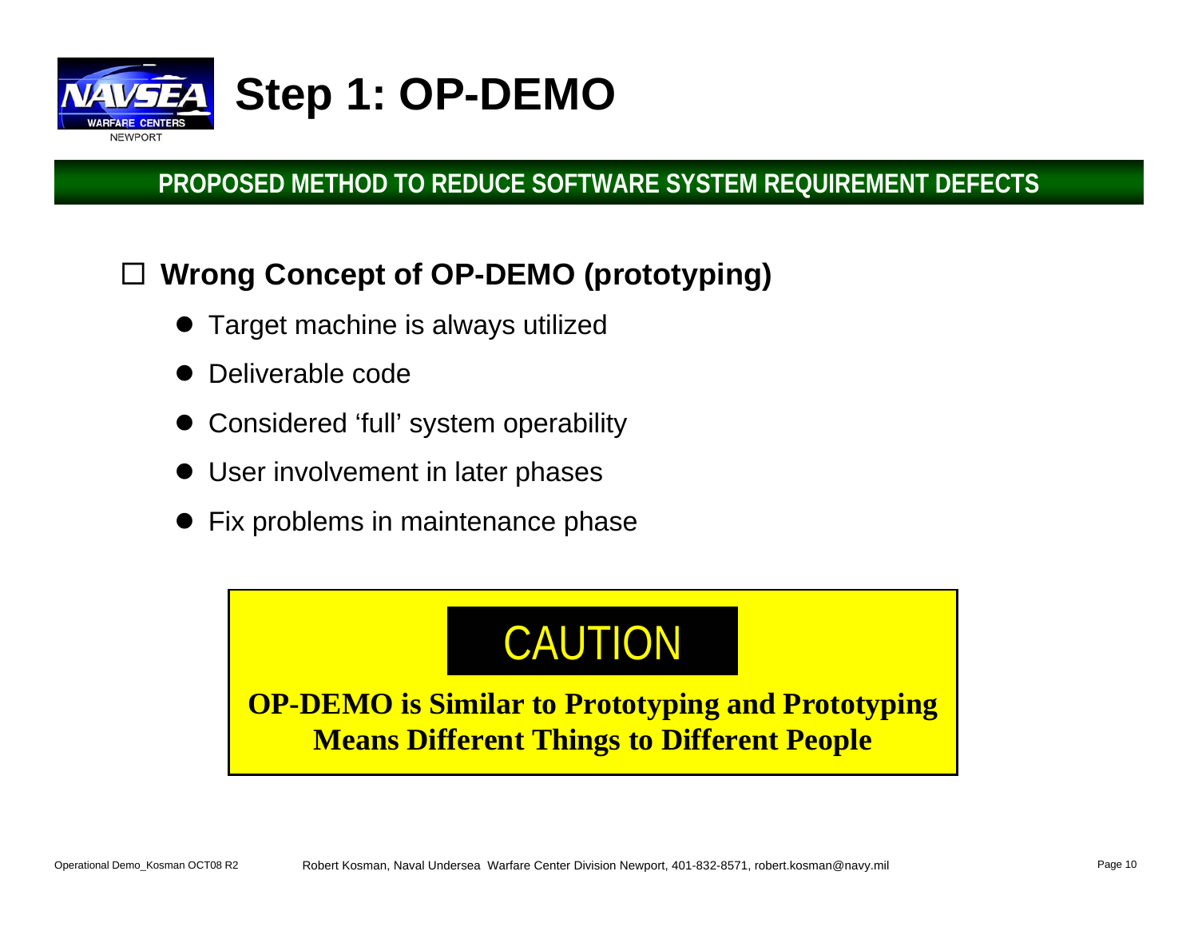# Step 1: OP-DEMO

**PROPOSED METHOD TO REDUCE SOFTWARE SYSTEM REQUIREMENT DEFECTS**

## Wrong Concept of OP-DEMO (prototyping)

- Target machine is always utilized
- Deliverable code
- Considered 'full' system operability
- User involvement in later phases
- Fix problems in maintenance phase

**CAUTION**

**OP-DEMO is Similar to Prototyping and Prototyping Means Different Things to Different People**

Operational Demo_Kosman OCT08 R2 — Robert Kosman, Naval Undersea Warfare Center Division Newport, 401-832-8571, robert.kosman@navy.mil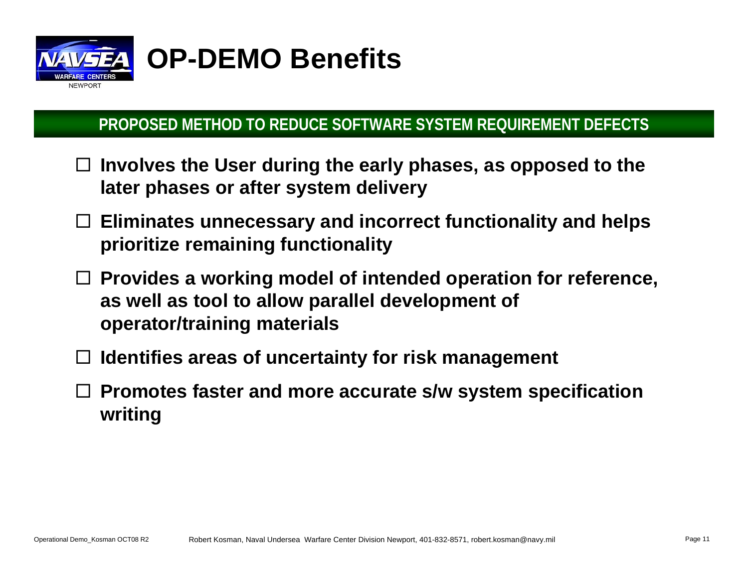# OP-DEMO Benefits

## PROPOSED METHOD TO REDUCE SOFTWARE SYSTEM REQUIREMENT DEFECTS

- **Involves the User during the early phases, as opposed to the later phases or after system delivery**
- **Eliminates unnecessary and incorrect functionality and helps prioritize remaining functionality**
- **Provides a working model of intended operation for reference, as well as tool to allow parallel development of operator/training materials**
- **Identifies areas of uncertainty for risk management**
- **Promotes faster and more accurate s/w system specification writing**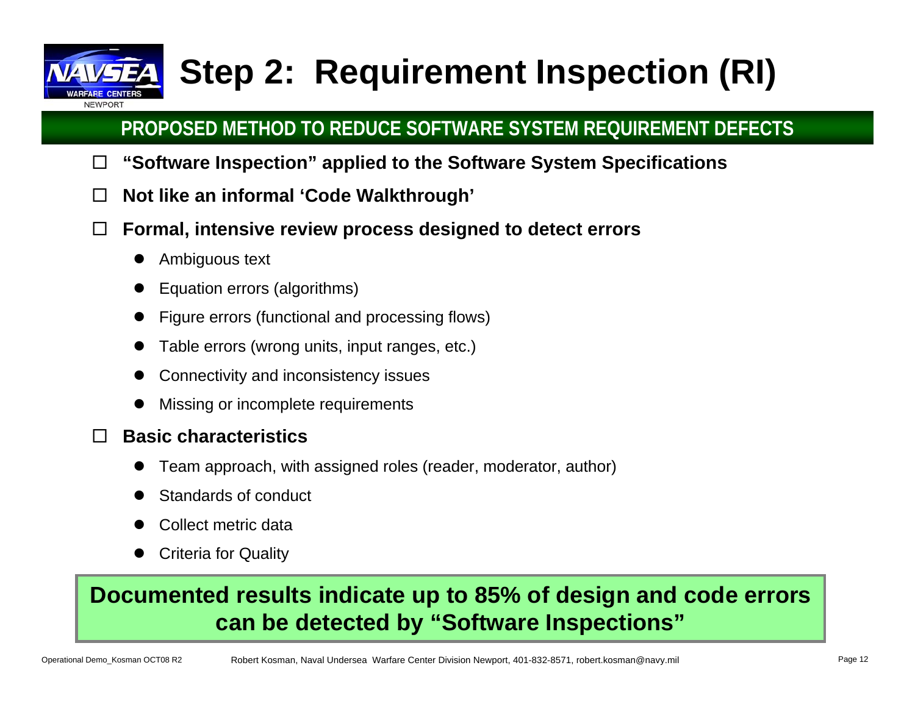# Step 2: Requirement Inspection (RI)

## PROPOSED METHOD TO REDUCE SOFTWARE SYSTEM REQUIREMENT DEFECTS

- **"Software Inspection" applied to the Software System Specifications**
- **Not like an informal 'Code Walkthrough'**
- **Formal, intensive review process designed to detect errors**
  - Ambiguous text
  - Equation errors (algorithms)
  - Figure errors (functional and processing flows)
  - Table errors (wrong units, input ranges, etc.)
  - Connectivity and inconsistency issues
  - Missing or incomplete requirements
- **Basic characteristics**
  - Team approach, with assigned roles (reader, moderator, author)
  - Standards of conduct
  - Collect metric data
  - Criteria for Quality

**Documented results indicate up to 85% of design and code errors can be detected by "Software Inspections"**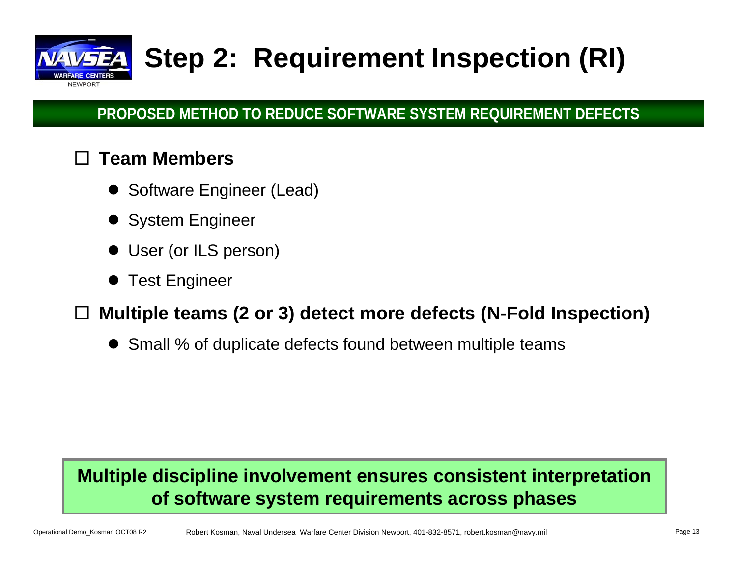# Step 2: Requirement Inspection (RI)

**PROPOSED METHOD TO REDUCE SOFTWARE SYSTEM REQUIREMENT DEFECTS**

- **Team Members**
  - Software Engineer (Lead)
  - System Engineer
  - User (or ILS person)
  - Test Engineer
- **Multiple teams (2 or 3) detect more defects (N-Fold Inspection)**
  - Small % of duplicate defects found between multiple teams

**Multiple discipline involvement ensures consistent interpretation of software system requirements across phases**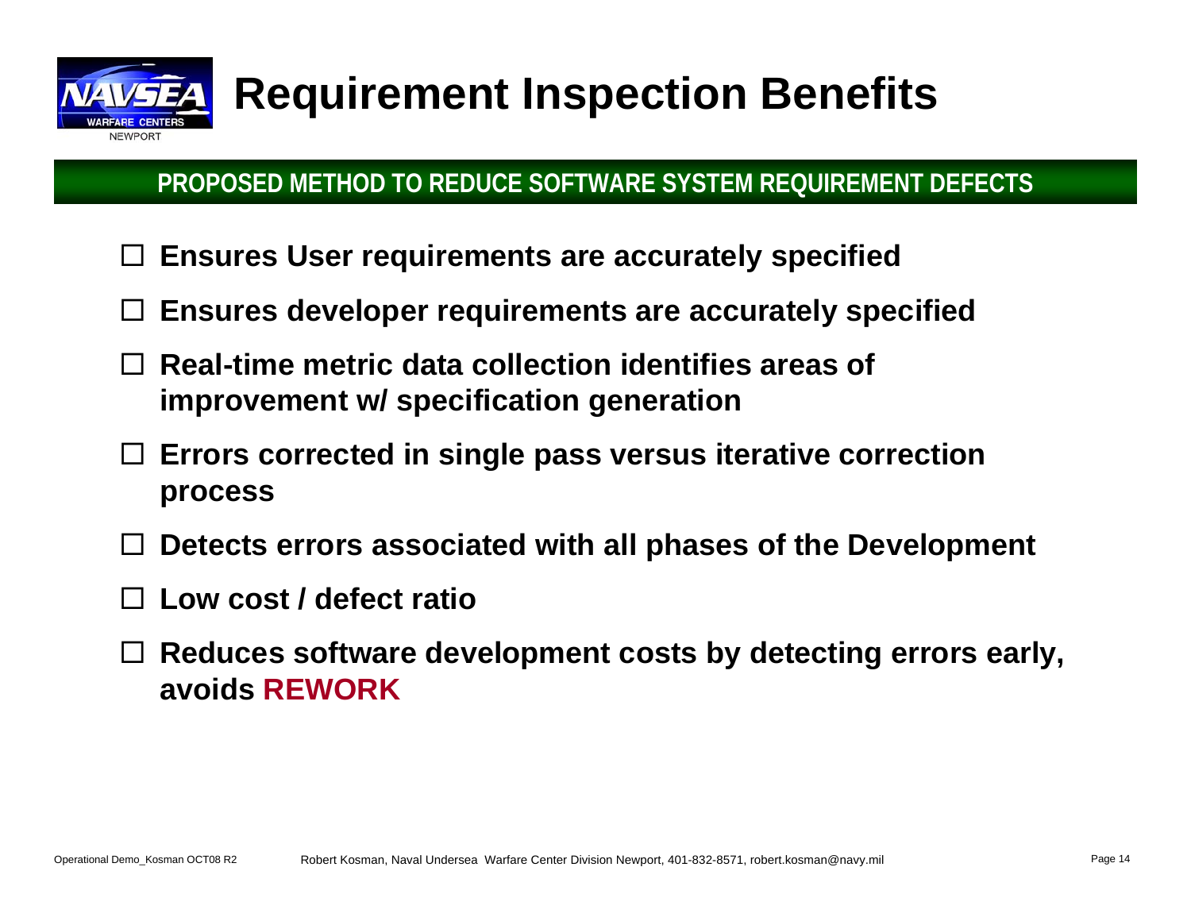# Requirement Inspection Benefits

**PROPOSED METHOD TO REDUCE SOFTWARE SYSTEM REQUIREMENT DEFECTS**

- **Ensures User requirements are accurately specified**
- **Ensures developer requirements are accurately specified**
- **Real-time metric data collection identifies areas of improvement w/ specification generation**
- **Errors corrected in single pass versus iterative correction process**
- **Detects errors associated with all phases of the Development**
- **Low cost / defect ratio**
- **Reduces software development costs by detecting errors early, avoids REWORK**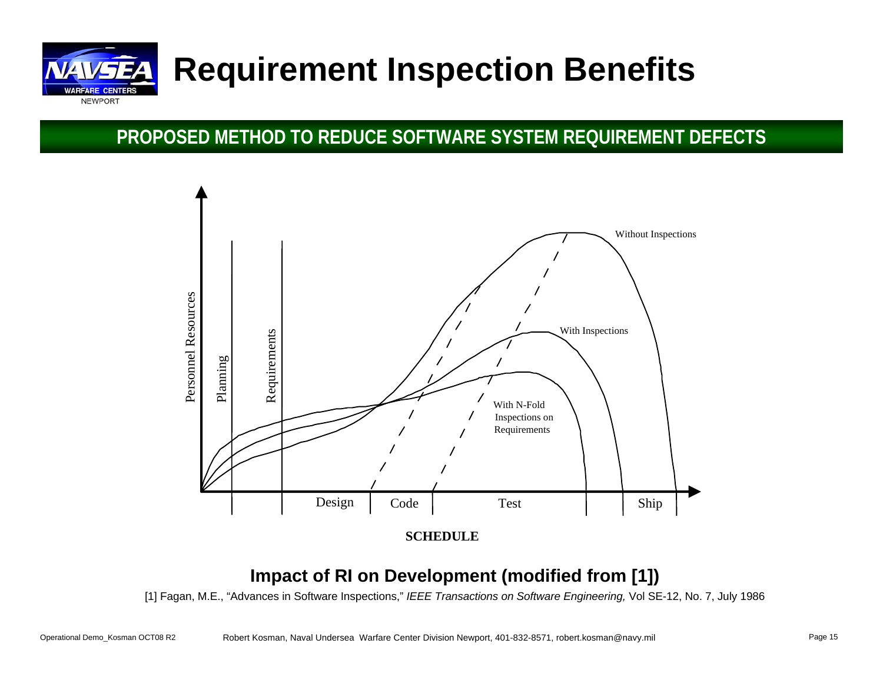# Requirement Inspection Benefits

## PROPOSED METHOD TO REDUCE SOFTWARE SYSTEM REQUIREMENT DEFECTS

Personnel Resources

Planning | Requirements | Design | Code | Test | Ship

Without Inspections

With Inspections

With N-Fold Inspections on Requirements

**SCHEDULE**

**Impact of RI on Development (modified from [1])**

[1] Fagan, M.E., "Advances in Software Inspections," *IEEE Transactions on Software Engineering,* Vol SE-12, No. 7, July 1986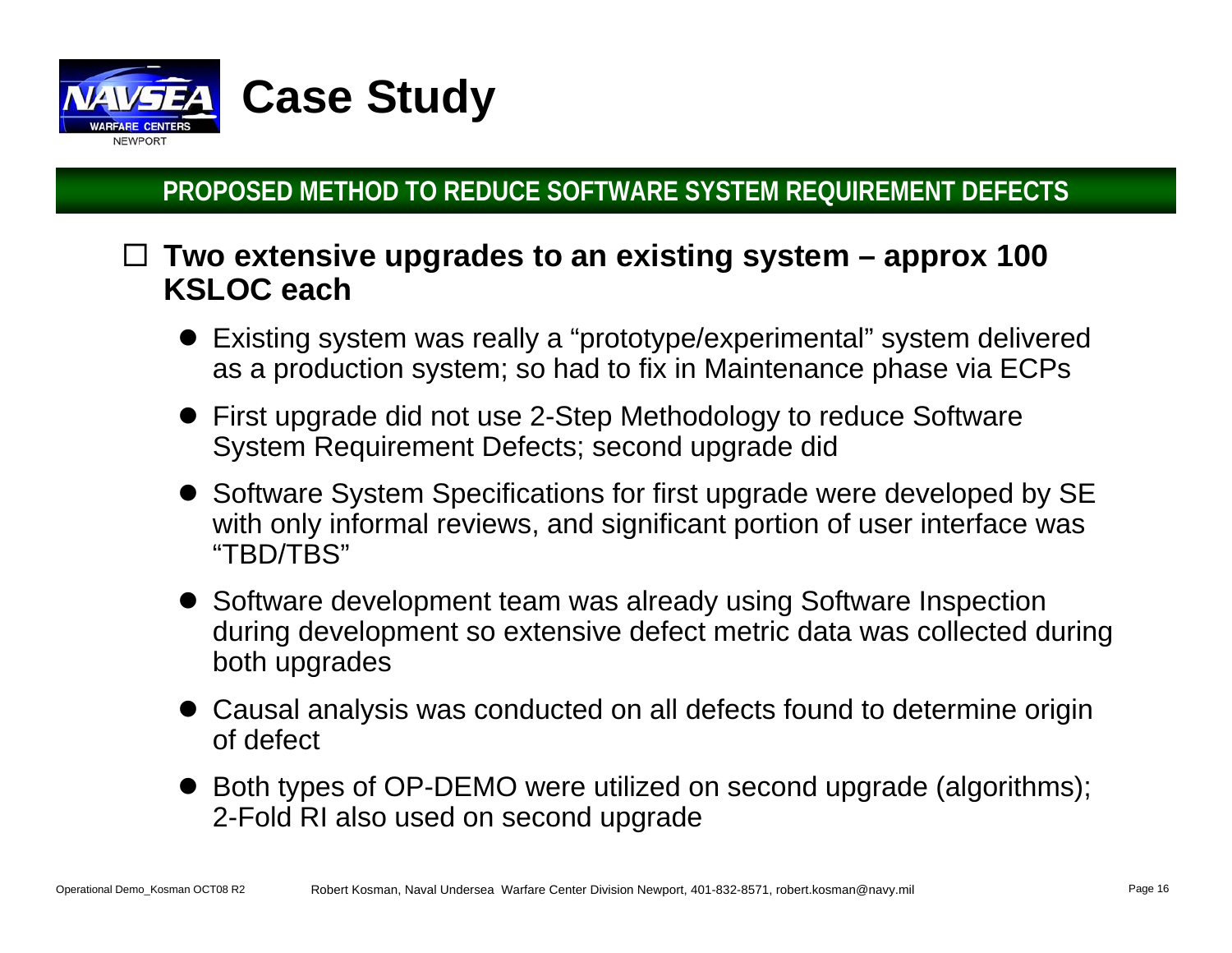# Case Study

## PROPOSED METHOD TO REDUCE SOFTWARE SYSTEM REQUIREMENT DEFECTS

- **Two extensive upgrades to an existing system – approx 100 KSLOC each**
  - Existing system was really a "prototype/experimental" system delivered as a production system; so had to fix in Maintenance phase via ECPs
  - First upgrade did not use 2-Step Methodology to reduce Software System Requirement Defects; second upgrade did
  - Software System Specifications for first upgrade were developed by SE with only informal reviews, and significant portion of user interface was "TBD/TBS"
  - Software development team was already using Software Inspection during development so extensive defect metric data was collected during both upgrades
  - Causal analysis was conducted on all defects found to determine origin of defect
  - Both types of OP-DEMO were utilized on second upgrade (algorithms); 2-Fold RI also used on second upgrade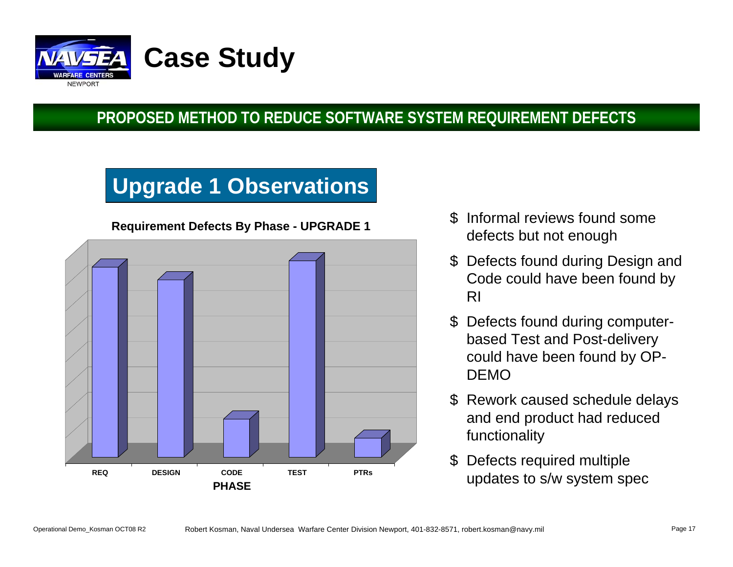# Case Study

## PROPOSED METHOD TO REDUCE SOFTWARE SYSTEM REQUIREMENT DEFECTS

### Upgrade 1 Observations

**Requirement Defects By Phase - UPGRADE 1**

REQ | DESIGN | CODE | TEST | PTRs

**PHASE**

- Informal reviews found some defects but not enough
- Defects found during Design and Code could have been found by RI
- Defects found during computer-based Test and Post-delivery could have been found by OP-DEMO
- Rework caused schedule delays and end product had reduced functionality
- Defects required multiple updates to s/w system spec

Operational Demo_Kosman OCT08 R2 Robert Kosman, Naval Undersea Warfare Center Division Newport, 401-832-8571, robert.kosman@navy.mil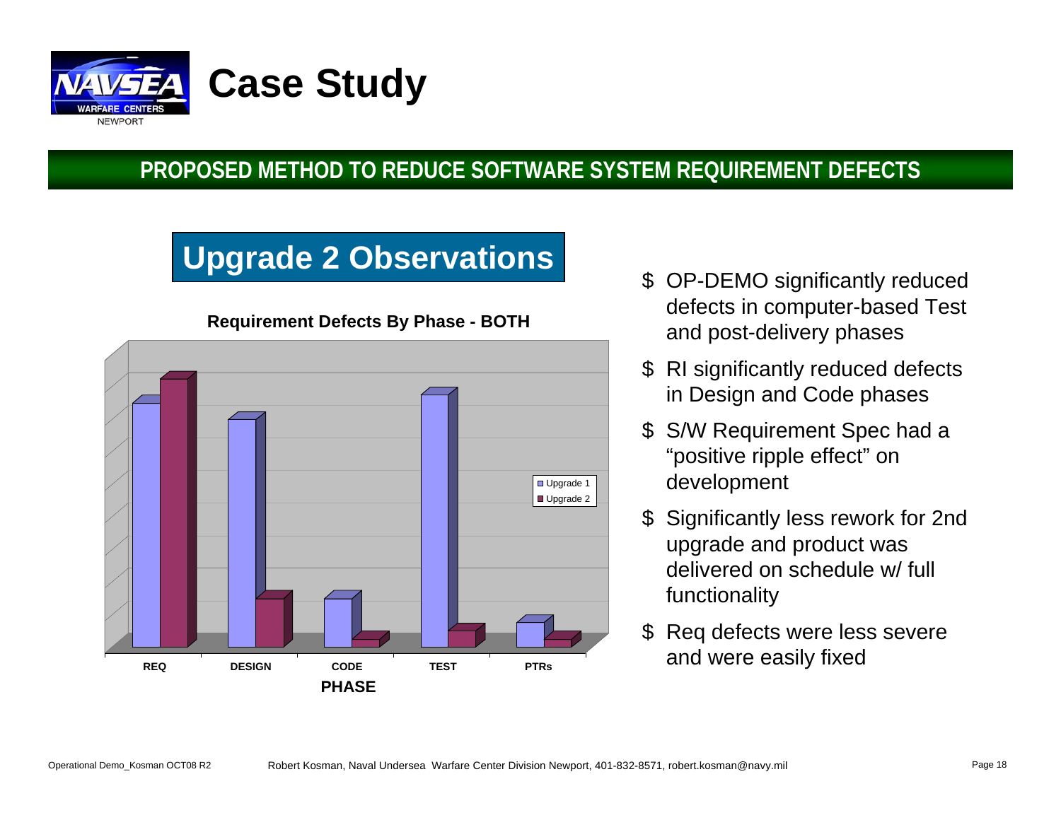# Case Study

## PROPOSED METHOD TO REDUCE SOFTWARE SYSTEM REQUIREMENT DEFECTS

### Upgrade 2 Observations

**Requirement Defects By Phase - BOTH**

Legend: Upgrade 1, Upgrade 2

REQ | DESIGN | CODE | TEST | PTRs

**PHASE**

- OP-DEMO significantly reduced defects in computer-based Test and post-delivery phases
- RI significantly reduced defects in Design and Code phases
- S/W Requirement Spec had a "positive ripple effect" on development
- Significantly less rework for 2nd upgrade and product was delivered on schedule w/ full functionality
- Req defects were less severe and were easily fixed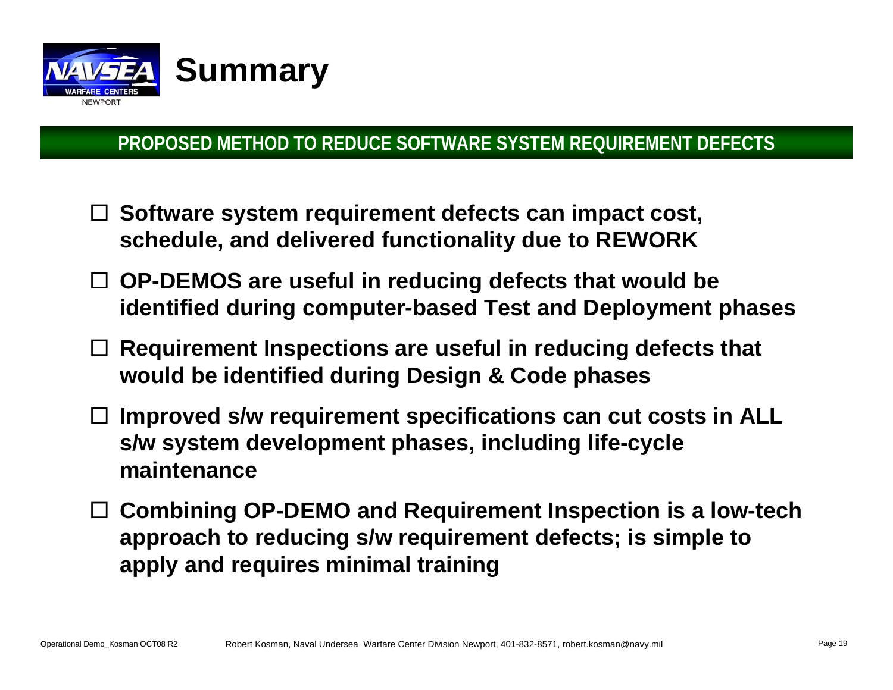# Summary

## PROPOSED METHOD TO REDUCE SOFTWARE SYSTEM REQUIREMENT DEFECTS

- **Software system requirement defects can impact cost, schedule, and delivered functionality due to REWORK**
- **OP-DEMOS are useful in reducing defects that would be identified during computer-based Test and Deployment phases**
- **Requirement Inspections are useful in reducing defects that would be identified during Design & Code phases**
- **Improved s/w requirement specifications can cut costs in ALL s/w system development phases, including life-cycle maintenance**
- **Combining OP-DEMO and Requirement Inspection is a low-tech approach to reducing s/w requirement defects; is simple to apply and requires minimal training**